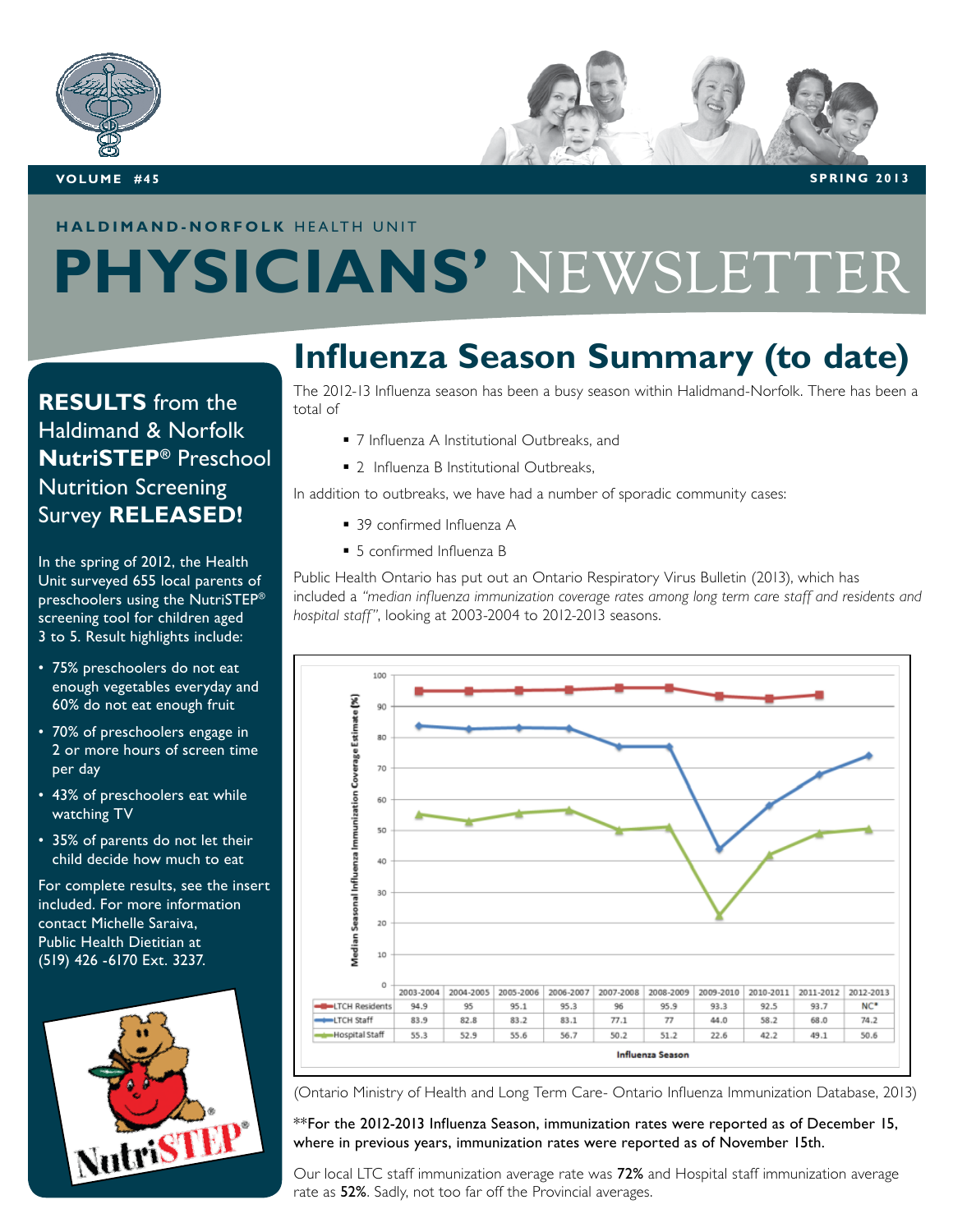# HALDIMAND-NORFOLK HEALTH UNIT PHYSICIANS' NEWSLETTER

VOLUME #45 — SPRING 2013

## RESULTS from the Haldimand & Norfolk NutriSTEP® Preschool Nutrition Screening Survey RELEASED!

In the spring of 2012, the Health Unit surveyed 655 local parents of preschoolers using the NutriSTEP® screening tool for children aged 3 to 5. Result highlights include:

- 75% preschoolers do not eat enough vegetables everyday and 60% do not eat enough fruit
- 70% of preschoolers engage in 2 or more hours of screen time per day
- 43% of preschoolers eat while watching TV
- 35% of parents do not let their child decide how much to eat

For complete results, see the insert included. For more information contact Michelle Saraiva, Public Health Dietitian at (519) 426 -6170 Ext. 3237.

## Influenza Season Summary (to date)

The 2012-13 Influenza season has been a busy season within Haldimand-Norfolk. There has been a total of

- 7 Influenza A Institutional Outbreaks, and
- 2 Influenza B Institutional Outbreaks,

In addition to outbreaks, we have had a number of sporadic community cases:

- 39 confirmed Influenza A
- 5 confirmed Influenza B

Public Health Ontario has put out an Ontario Respiratory Virus Bulletin (2013), which has included a *"median influenza immunization coverage rates among long term care staff and residents and hospital staff"*, looking at 2003-2004 to 2012-2013 seasons.

Median Seasonal Influenza Immunization Coverage Estimate (%)

| Influenza Season | 2003-2004 | 2004-2005 | 2005-2006 | 2006-2007 | 2007-2008 | 2008-2009 | 2009-2010 | 2010-2011 | 2011-2012 | 2012-2013 |
|---|---|---|---|---|---|---|---|---|---|---|
| LTCH Residents | 94.9 | 95 | 95.1 | 95.3 | 96 | 95.9 | 93.3 | 92.5 | 93.7 | NC* |
| LTCH Staff | 83.9 | 82.8 | 83.2 | 83.1 | 77.1 | 77 | 44.0 | 58.2 | 68.0 | 74.2 |
| Hospital Staff | 55.3 | 52.9 | 55.6 | 56.7 | 50.2 | 51.2 | 22.6 | 42.2 | 49.1 | 50.6 |

(Ontario Ministry of Health and Long Term Care- Ontario Influenza Immunization Database, 2013)

**For the 2012-2013 Influenza Season, immunization rates were reported as of December 15, where in previous years, immunization rates were reported as of November 15th.

Our local LTC staff immunization average rate was **72%** and Hospital staff immunization average rate as **52%**. Sadly, not too far off the Provincial averages.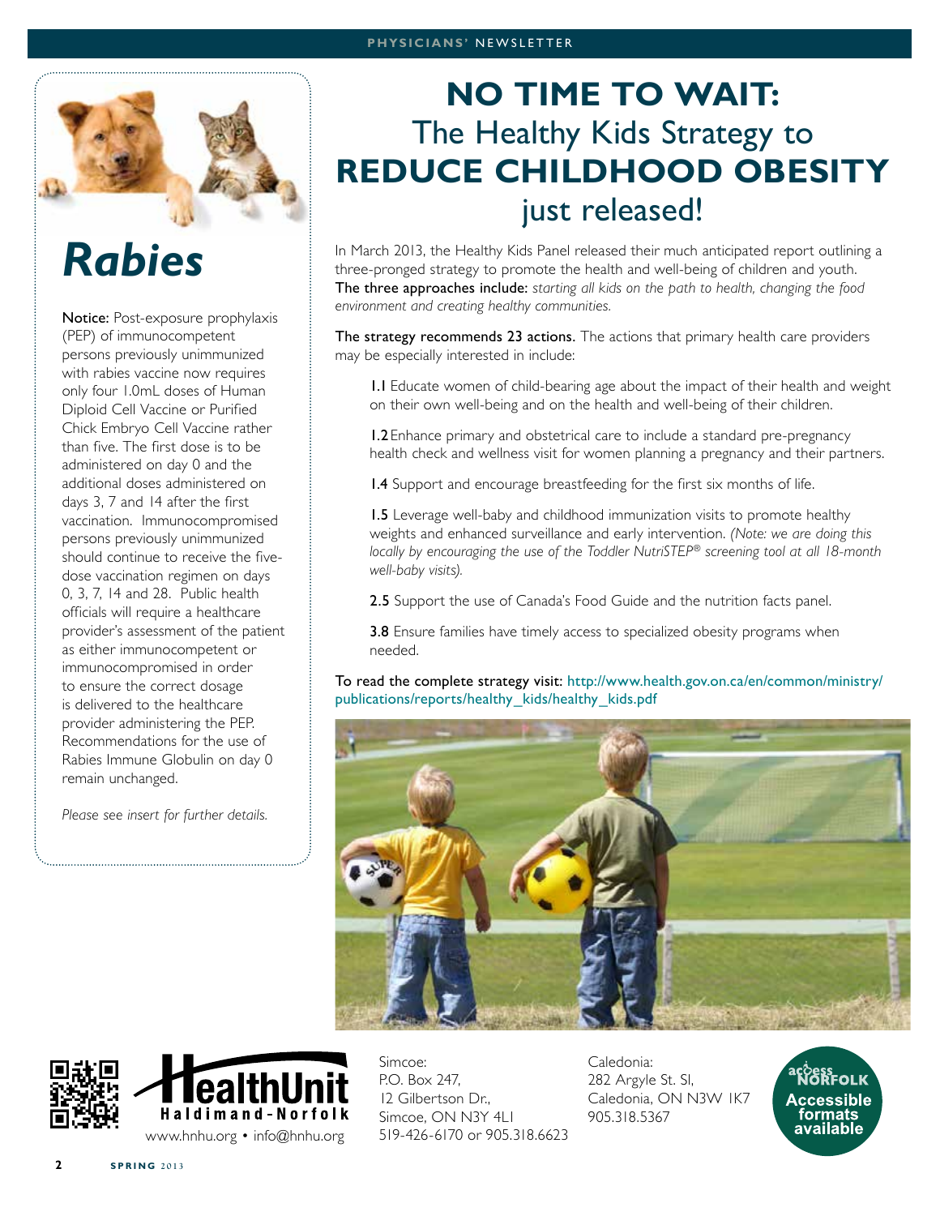# Rabies

**Notice:** Post-exposure prophylaxis (PEP) of immunocompetent persons previously unimmunized with rabies vaccine now requires only four 1.0mL doses of Human Diploid Cell Vaccine or Purified Chick Embryo Cell Vaccine rather than five. The first dose is to be administered on day 0 and the additional doses administered on days 3, 7 and 14 after the first vaccination. Immunocompromised persons previously unimmunized should continue to receive the five-dose vaccination regimen on days 0, 3, 7, 14 and 28. Public health officials will require a healthcare provider's assessment of the patient as either immunocompetent or immunocompromised in order to ensure the correct dosage is delivered to the healthcare provider administering the PEP. Recommendations for the use of Rabies Immune Globulin on day 0 remain unchanged.

*Please see insert for further details.*

# NO TIME TO WAIT: The Healthy Kids Strategy to REDUCE CHILDHOOD OBESITY just released!

In March 2013, the Healthy Kids Panel released their much anticipated report outlining a three-pronged strategy to promote the health and well-being of children and youth. **The three approaches include:** *starting all kids on the path to health, changing the food environment and creating healthy communities.*

**The strategy recommends 23 actions.** The actions that primary health care providers may be especially interested in include:

**1.1** Educate women of child-bearing age about the impact of their health and weight on their own well-being and on the health and well-being of their children.

**1.2** Enhance primary and obstetrical care to include a standard pre-pregnancy health check and wellness visit for women planning a pregnancy and their partners.

**1.4** Support and encourage breastfeeding for the first six months of life.

**1.5** Leverage well-baby and childhood immunization visits to promote healthy weights and enhanced surveillance and early intervention. *(Note: we are doing this locally by encouraging the use of the Toddler NutriSTEP® screening tool at all 18-month well-baby visits).*

**2.5** Support the use of Canada's Food Guide and the nutrition facts panel.

**3.8** Ensure families have timely access to specialized obesity programs when needed.

To read the complete strategy visit: http://www.health.gov.on.ca/en/common/ministry/publications/reports/healthy_kids/healthy_kids.pdf

HealthUnit Haldimand-Norfolk

www.hnhu.org • info@hnhu.org

Simcoe:
P.O. Box 247,
12 Gilbertson Dr.,
Simcoe, ON N3Y 4L1
519-426-6170 or 905.318.6623

Caledonia:
282 Argyle St. Sl,
Caledonia, ON N3W 1K7
905.318.5367

access NORFOLK Accessible formats available